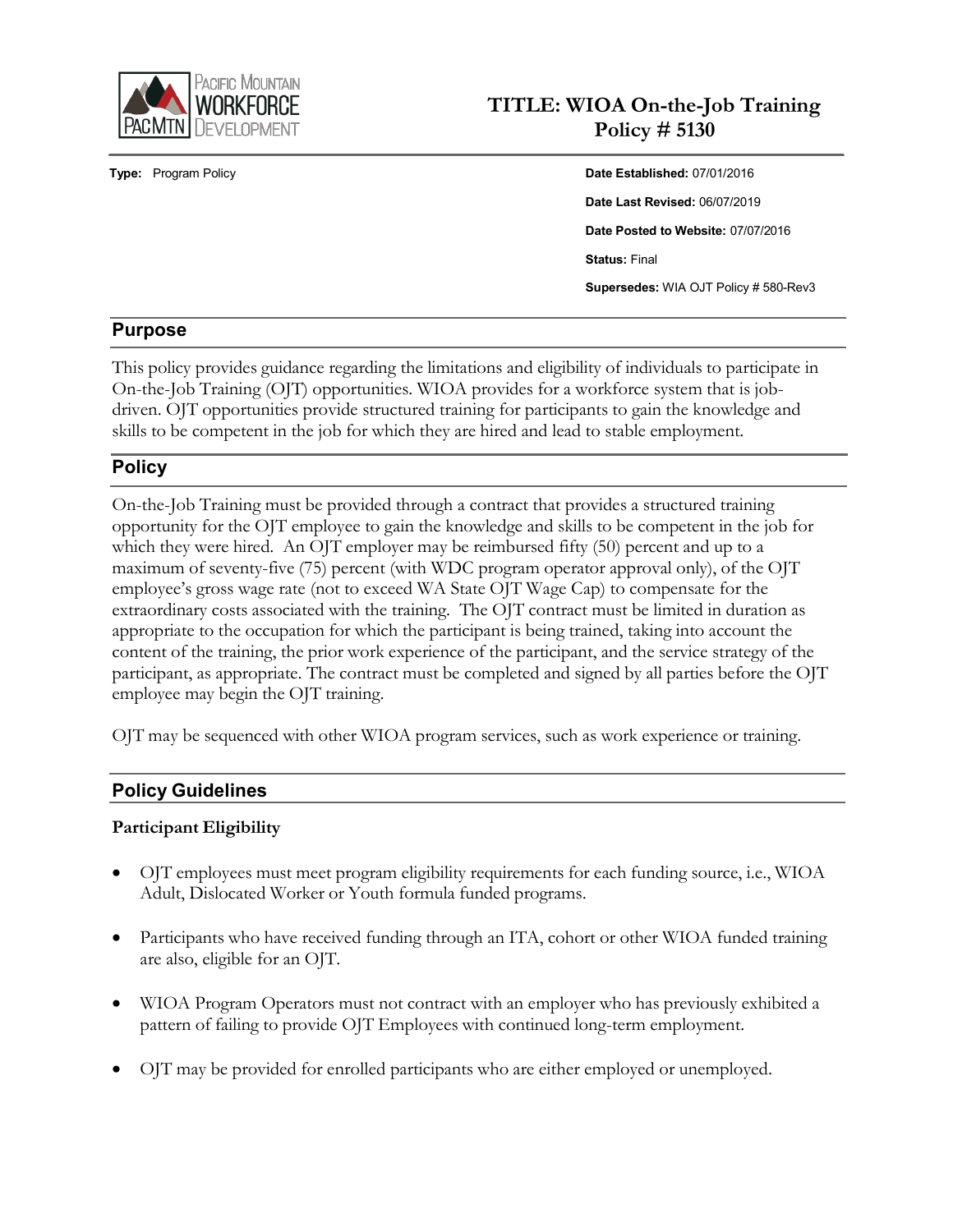# TITLE: WIOA On-the-Job Training Policy # 5130

**Type:** Program Policy

**Date Established:** 07/01/2016

**Date Last Revised:** 06/07/2019

**Date Posted to Website:** 07/07/2016

**Status:** Final

**Supersedes:** WIA OJT Policy # 580-Rev3

## Purpose

This policy provides guidance regarding the limitations and eligibility of individuals to participate in On-the-Job Training (OJT) opportunities. WIOA provides for a workforce system that is job-driven. OJT opportunities provide structured training for participants to gain the knowledge and skills to be competent in the job for which they are hired and lead to stable employment.

## Policy

On-the-Job Training must be provided through a contract that provides a structured training opportunity for the OJT employee to gain the knowledge and skills to be competent in the job for which they were hired. An OJT employer may be reimbursed fifty (50) percent and up to a maximum of seventy-five (75) percent (with WDC program operator approval only), of the OJT employee's gross wage rate (not to exceed WA State OJT Wage Cap) to compensate for the extraordinary costs associated with the training. The OJT contract must be limited in duration as appropriate to the occupation for which the participant is being trained, taking into account the content of the training, the prior work experience of the participant, and the service strategy of the participant, as appropriate. The contract must be completed and signed by all parties before the OJT employee may begin the OJT training.

OJT may be sequenced with other WIOA program services, such as work experience or training.

## Policy Guidelines

### Participant Eligibility

- OJT employees must meet program eligibility requirements for each funding source, i.e., WIOA Adult, Dislocated Worker or Youth formula funded programs.
- Participants who have received funding through an ITA, cohort or other WIOA funded training are also, eligible for an OJT.
- WIOA Program Operators must not contract with an employer who has previously exhibited a pattern of failing to provide OJT Employees with continued long-term employment.
- OJT may be provided for enrolled participants who are either employed or unemployed.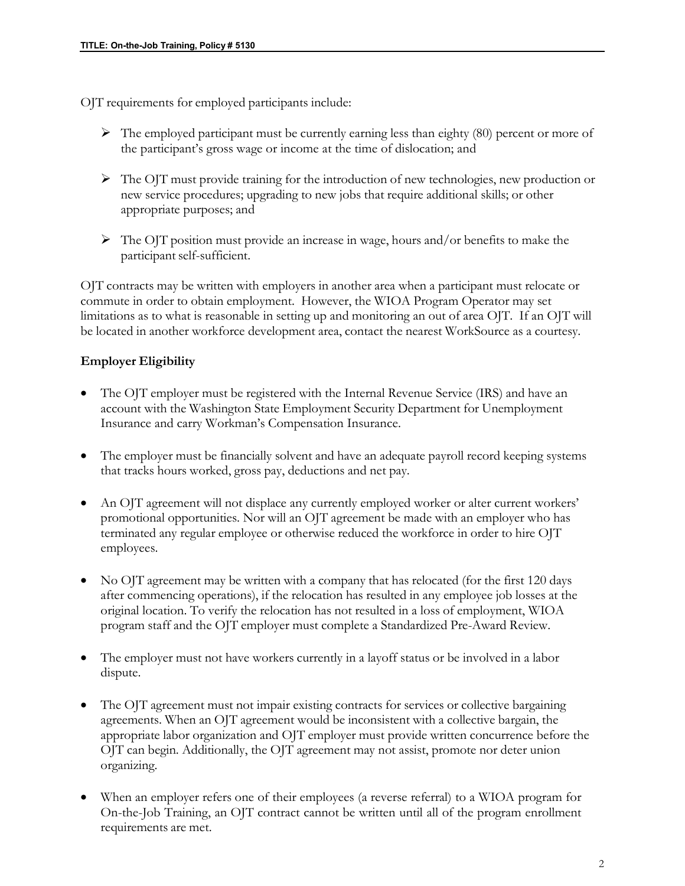OJT requirements for employed participants include:

- The employed participant must be currently earning less than eighty (80) percent or more of the participant's gross wage or income at the time of dislocation; and

- The OJT must provide training for the introduction of new technologies, new production or new service procedures; upgrading to new jobs that require additional skills; or other appropriate purposes; and

- The OJT position must provide an increase in wage, hours and/or benefits to make the participant self-sufficient.

OJT contracts may be written with employers in another area when a participant must relocate or commute in order to obtain employment. However, the WIOA Program Operator may set limitations as to what is reasonable in setting up and monitoring an out of area OJT. If an OJT will be located in another workforce development area, contact the nearest WorkSource as a courtesy.

**Employer Eligibility**

- The OJT employer must be registered with the Internal Revenue Service (IRS) and have an account with the Washington State Employment Security Department for Unemployment Insurance and carry Workman's Compensation Insurance.

- The employer must be financially solvent and have an adequate payroll record keeping systems that tracks hours worked, gross pay, deductions and net pay.

- An OJT agreement will not displace any currently employed worker or alter current workers' promotional opportunities. Nor will an OJT agreement be made with an employer who has terminated any regular employee or otherwise reduced the workforce in order to hire OJT employees.

- No OJT agreement may be written with a company that has relocated (for the first 120 days after commencing operations), if the relocation has resulted in any employee job losses at the original location. To verify the relocation has not resulted in a loss of employment, WIOA program staff and the OJT employer must complete a Standardized Pre-Award Review.

- The employer must not have workers currently in a layoff status or be involved in a labor dispute.

- The OJT agreement must not impair existing contracts for services or collective bargaining agreements. When an OJT agreement would be inconsistent with a collective bargain, the appropriate labor organization and OJT employer must provide written concurrence before the OJT can begin. Additionally, the OJT agreement may not assist, promote nor deter union organizing.

- When an employer refers one of their employees (a reverse referral) to a WIOA program for On-the-Job Training, an OJT contract cannot be written until all of the program enrollment requirements are met.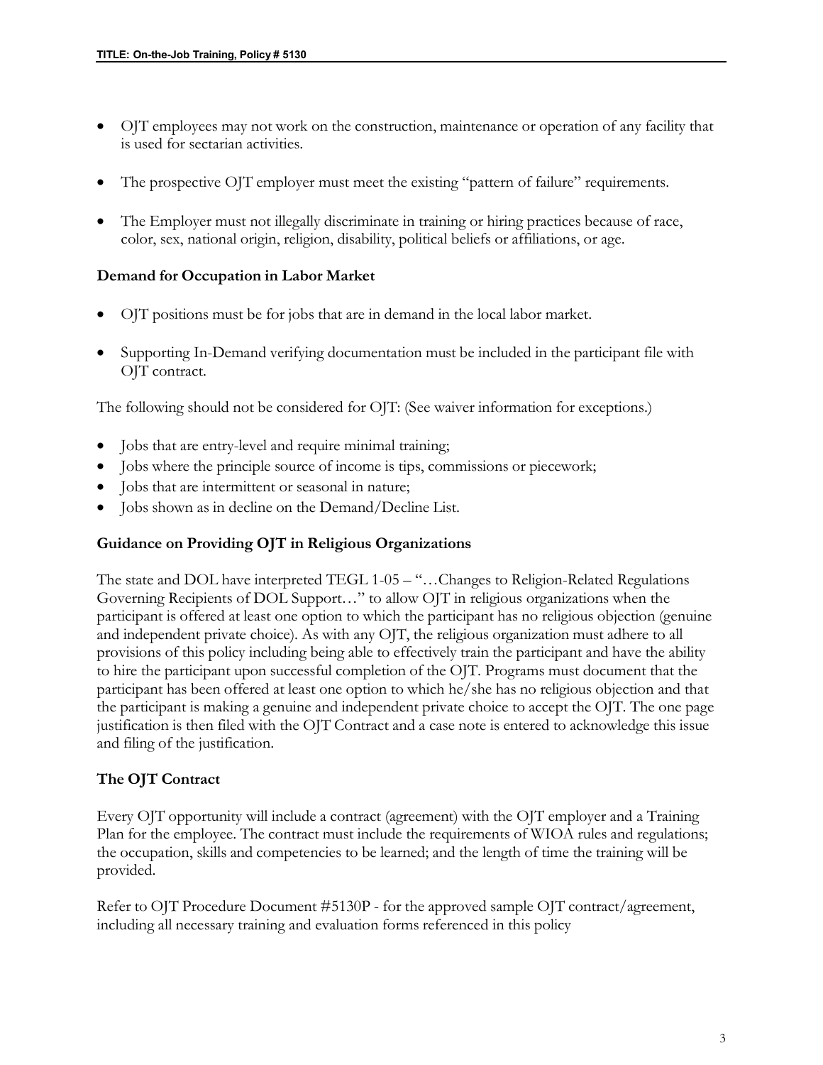- OJT employees may not work on the construction, maintenance or operation of any facility that is used for sectarian activities.

- The prospective OJT employer must meet the existing "pattern of failure" requirements.

- The Employer must not illegally discriminate in training or hiring practices because of race, color, sex, national origin, religion, disability, political beliefs or affiliations, or age.

### Demand for Occupation in Labor Market

- OJT positions must be for jobs that are in demand in the local labor market.

- Supporting In-Demand verifying documentation must be included in the participant file with OJT contract.

The following should not be considered for OJT: (See waiver information for exceptions.)

- Jobs that are entry-level and require minimal training;
- Jobs where the principle source of income is tips, commissions or piecework;
- Jobs that are intermittent or seasonal in nature;
- Jobs shown as in decline on the Demand/Decline List.

### Guidance on Providing OJT in Religious Organizations

The state and DOL have interpreted TEGL 1-05 – "…Changes to Religion-Related Regulations Governing Recipients of DOL Support…" to allow OJT in religious organizations when the participant is offered at least one option to which the participant has no religious objection (genuine and independent private choice). As with any OJT, the religious organization must adhere to all provisions of this policy including being able to effectively train the participant and have the ability to hire the participant upon successful completion of the OJT. Programs must document that the participant has been offered at least one option to which he/she has no religious objection and that the participant is making a genuine and independent private choice to accept the OJT. The one page justification is then filed with the OJT Contract and a case note is entered to acknowledge this issue and filing of the justification.

### The OJT Contract

Every OJT opportunity will include a contract (agreement) with the OJT employer and a Training Plan for the employee. The contract must include the requirements of WIOA rules and regulations; the occupation, skills and competencies to be learned; and the length of time the training will be provided.

Refer to OJT Procedure Document #5130P - for the approved sample OJT contract/agreement, including all necessary training and evaluation forms referenced in this policy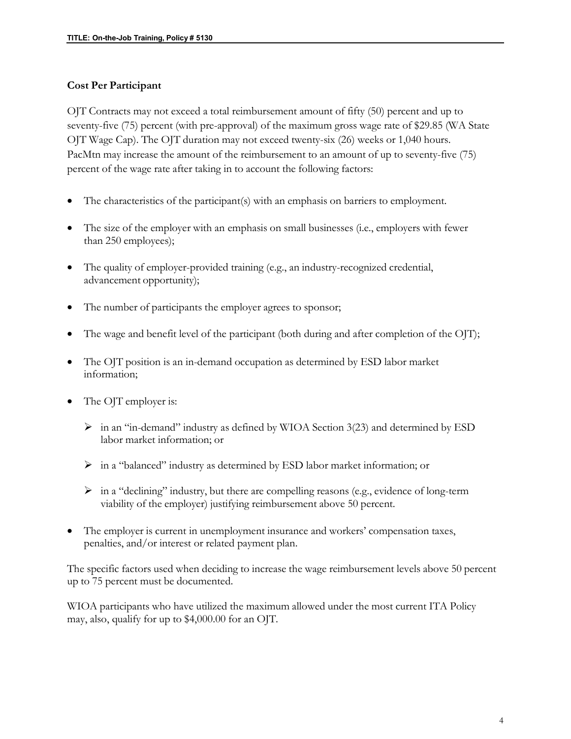### Cost Per Participant

OJT Contracts may not exceed a total reimbursement amount of fifty (50) percent and up to seventy-five (75) percent (with pre-approval) of the maximum gross wage rate of $29.85 (WA State OJT Wage Cap). The OJT duration may not exceed twenty-six (26) weeks or 1,040 hours. PacMtn may increase the amount of the reimbursement to an amount of up to seventy-five (75) percent of the wage rate after taking in to account the following factors:

- The characteristics of the participant(s) with an emphasis on barriers to employment.
- The size of the employer with an emphasis on small businesses (i.e., employers with fewer than 250 employees);
- The quality of employer-provided training (e.g., an industry-recognized credential, advancement opportunity);
- The number of participants the employer agrees to sponsor;
- The wage and benefit level of the participant (both during and after completion of the OJT);
- The OJT position is an in-demand occupation as determined by ESD labor market information;
- The OJT employer is:
  - in an "in-demand" industry as defined by WIOA Section 3(23) and determined by ESD labor market information; or
  - in a "balanced" industry as determined by ESD labor market information; or
  - in a "declining" industry, but there are compelling reasons (e.g., evidence of long-term viability of the employer) justifying reimbursement above 50 percent.
- The employer is current in unemployment insurance and workers' compensation taxes, penalties, and/or interest or related payment plan.

The specific factors used when deciding to increase the wage reimbursement levels above 50 percent up to 75 percent must be documented.

WIOA participants who have utilized the maximum allowed under the most current ITA Policy may, also, qualify for up to $4,000.00 for an OJT.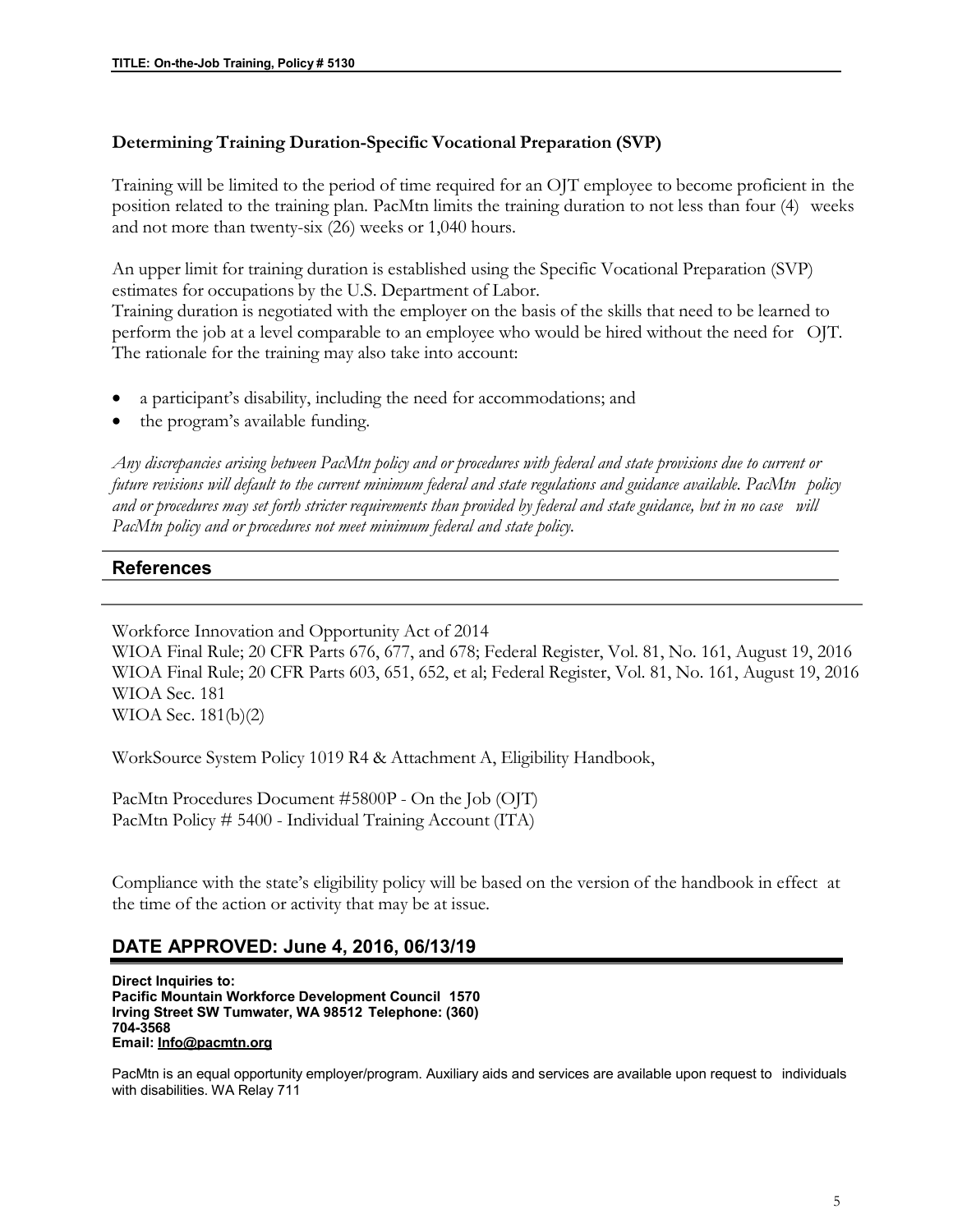### Determining Training Duration-Specific Vocational Preparation (SVP)

Training will be limited to the period of time required for an OJT employee to become proficient in the position related to the training plan. PacMtn limits the training duration to not less than four (4) weeks and not more than twenty-six (26) weeks or 1,040 hours.

An upper limit for training duration is established using the Specific Vocational Preparation (SVP) estimates for occupations by the U.S. Department of Labor.
Training duration is negotiated with the employer on the basis of the skills that need to be learned to perform the job at a level comparable to an employee who would be hired without the need for OJT. The rationale for the training may also take into account:

- a participant's disability, including the need for accommodations; and
- the program's available funding.

*Any discrepancies arising between PacMtn policy and or procedures with federal and state provisions due to current or future revisions will default to the current minimum federal and state regulations and guidance available. PacMtn policy and or procedures may set forth stricter requirements than provided by federal and state guidance, but in no case will PacMtn policy and or procedures not meet minimum federal and state policy.*

## References

Workforce Innovation and Opportunity Act of 2014
WIOA Final Rule; 20 CFR Parts 676, 677, and 678; Federal Register, Vol. 81, No. 161, August 19, 2016
WIOA Final Rule; 20 CFR Parts 603, 651, 652, et al; Federal Register, Vol. 81, No. 161, August 19, 2016
WIOA Sec. 181
WIOA Sec. 181(b)(2)

WorkSource System Policy 1019 R4 & Attachment A, Eligibility Handbook,

PacMtn Procedures Document #5800P - On the Job (OJT)
PacMtn Policy # 5400 - Individual Training Account (ITA)

Compliance with the state's eligibility policy will be based on the version of the handbook in effect at the time of the action or activity that may be at issue.

## DATE APPROVED: June 4, 2016, 06/13/19

**Direct Inquiries to:**
**Pacific Mountain Workforce Development Council 1570 Irving Street SW Tumwater, WA 98512 Telephone: (360) 704-3568**
**Email: Info@pacmtn.org**

PacMtn is an equal opportunity employer/program. Auxiliary aids and services are available upon request to individuals with disabilities. WA Relay 711